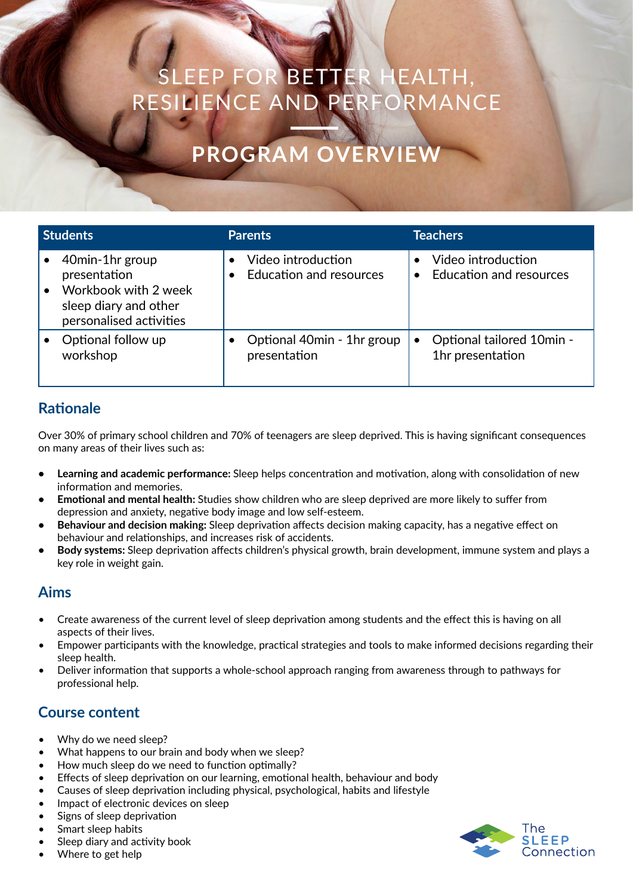# SLEEP FOR BETTER HEALTH, RESILIENCE AND PERFORMANCE

## PROGRAM OVERVIEW

| Students | Parents | Teachers |
|---|---|---|
| • 40min-1hr group presentation<br>• Workbook with 2 week sleep diary and other personalised activities | • Video introduction<br>• Education and resources | • Video introduction<br>• Education and resources |
| • Optional follow up workshop | • Optional 40min - 1hr group presentation | • Optional tailored 10min - 1hr presentation |

## Rationale

Over 30% of primary school children and 70% of teenagers are sleep deprived. This is having significant consequences on many areas of their lives such as:

- **Learning and academic performance:** Sleep helps concentration and motivation, along with consolidation of new information and memories.
- **Emotional and mental health:** Studies show children who are sleep deprived are more likely to suffer from depression and anxiety, negative body image and low self-esteem.
- **Behaviour and decision making:** Sleep deprivation affects decision making capacity, has a negative effect on behaviour and relationships, and increases risk of accidents.
- **Body systems:** Sleep deprivation affects children's physical growth, brain development, immune system and plays a key role in weight gain.

## Aims

- Create awareness of the current level of sleep deprivation among students and the effect this is having on all aspects of their lives.
- Empower participants with the knowledge, practical strategies and tools to make informed decisions regarding their sleep health.
- Deliver information that supports a whole-school approach ranging from awareness through to pathways for professional help.

## Course content

- Why do we need sleep?
- What happens to our brain and body when we sleep?
- How much sleep do we need to function optimally?
- Effects of sleep deprivation on our learning, emotional health, behaviour and body
- Causes of sleep deprivation including physical, psychological, habits and lifestyle
- Impact of electronic devices on sleep
- Signs of sleep deprivation
- Smart sleep habits
- Sleep diary and activity book
- Where to get help

The SLEEP Connection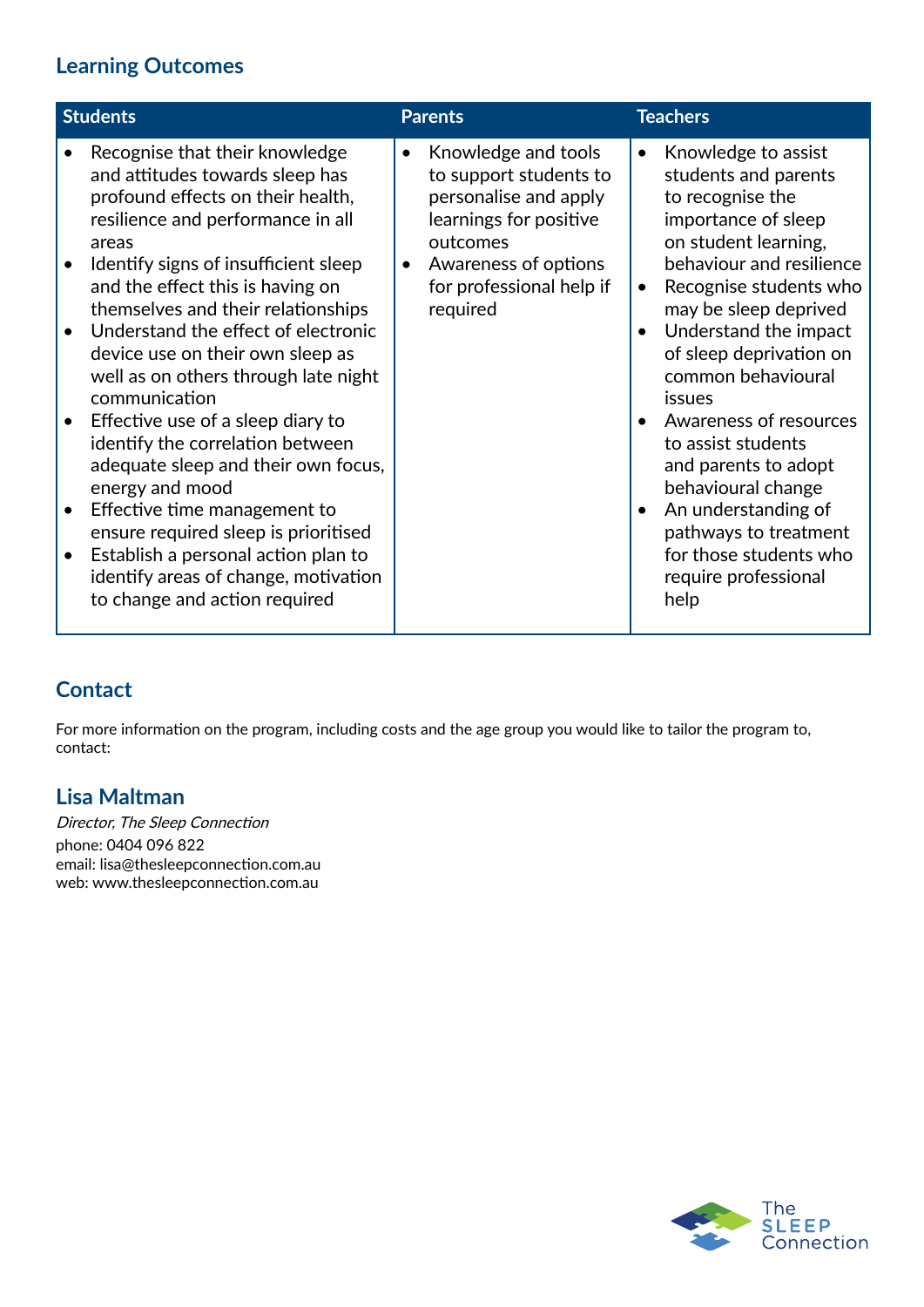## Learning Outcomes

| Students | Parents | Teachers |
|---|---|---|
| • Recognise that their knowledge and attitudes towards sleep has profound effects on their health, resilience and performance in all areas<br>• Identify signs of insufficient sleep and the effect this is having on themselves and their relationships<br>• Understand the effect of electronic device use on their own sleep as well as on others through late night communication<br>• Effective use of a sleep diary to identify the correlation between adequate sleep and their own focus, energy and mood<br>• Effective time management to ensure required sleep is prioritised<br>• Establish a personal action plan to identify areas of change, motivation to change and action required | • Knowledge and tools to support students to personalise and apply learnings for positive outcomes<br>• Awareness of options for professional help if required | • Knowledge to assist students and parents to recognise the importance of sleep on student learning, behaviour and resilience<br>• Recognise students who may be sleep deprived<br>• Understand the impact of sleep deprivation on common behavioural issues<br>• Awareness of resources to assist students and parents to adopt behavioural change<br>• An understanding of pathways to treatment for those students who require professional help |

## Contact

For more information on the program, including costs and the age group you would like to tailor the program to, contact:

### Lisa Maltman

*Director, The Sleep Connection*
phone: 0404 096 822
email: lisa@thesleepconnection.com.au
web: www.thesleepconnection.com.au

The SLEEP Connection